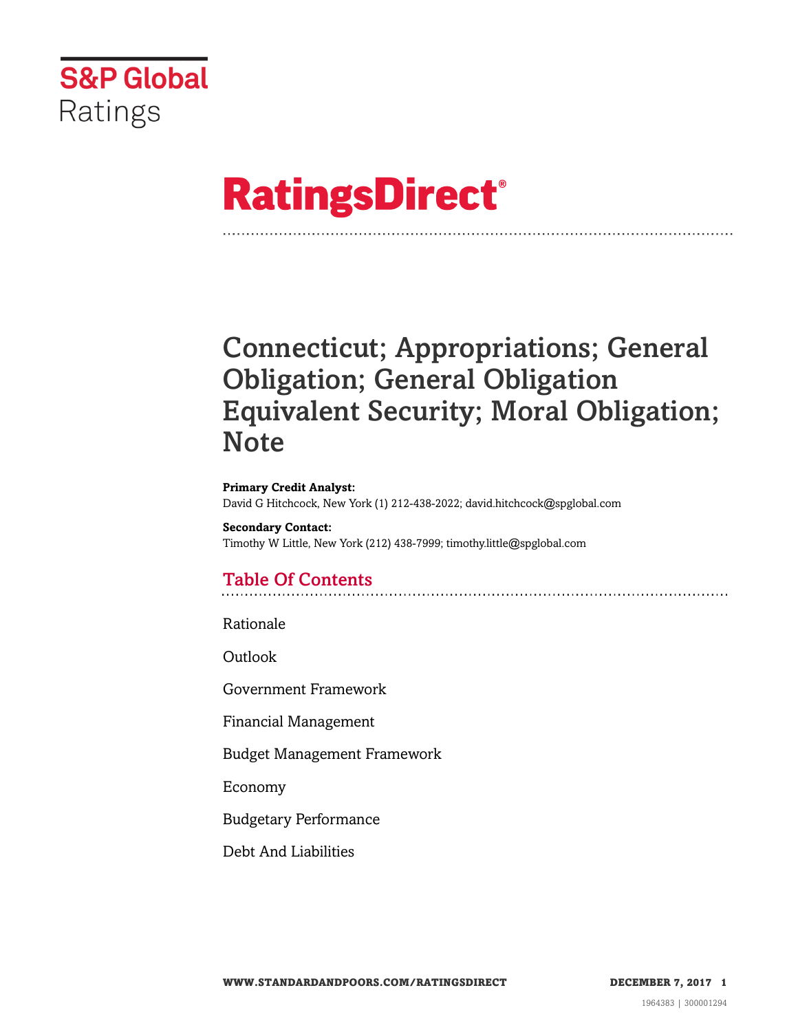S&P Global Ratings

# RatingsDirect®

# Connecticut; Appropriations; General Obligation; General Obligation Equivalent Security; Moral Obligation; Note

**Primary Credit Analyst:**
David G Hitchcock, New York (1) 212-438-2022; david.hitchcock@spglobal.com

**Secondary Contact:**
Timothy W Little, New York (212) 438-7999; timothy.little@spglobal.com

## Table Of Contents

Rationale

Outlook

Government Framework

Financial Management

Budget Management Framework

Economy

Budgetary Performance

Debt And Liabilities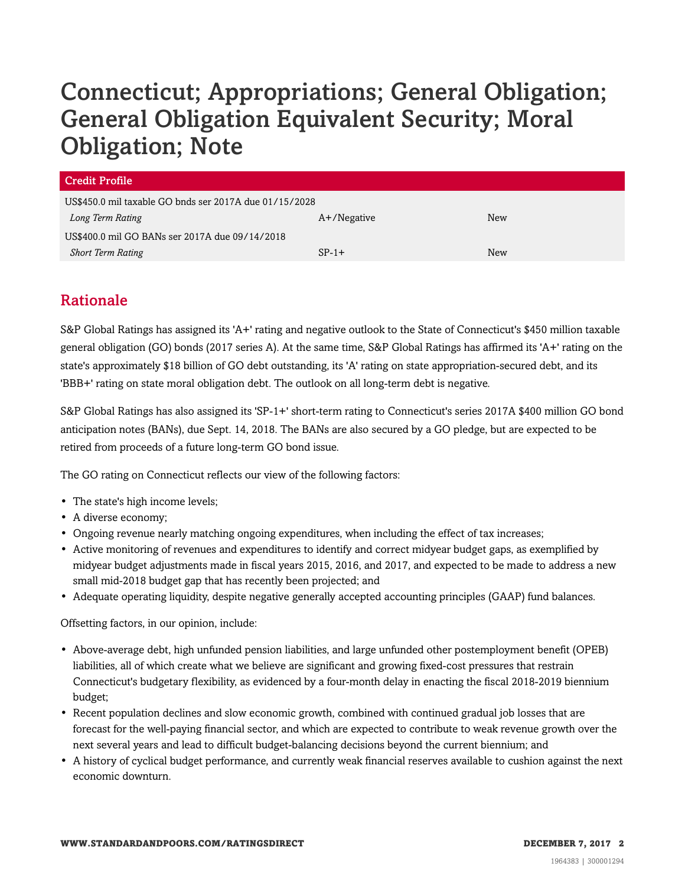# Connecticut; Appropriations; General Obligation; General Obligation Equivalent Security; Moral Obligation; Note

| Credit Profile | | |
|---|---|---|
| US$450.0 mil taxable GO bnds ser 2017A due 01/15/2028 | | |
| *Long Term Rating* | A+/Negative | New |
| US$400.0 mil GO BANs ser 2017A due 09/14/2018 | | |
| *Short Term Rating* | SP-1+ | New |

## Rationale

S&P Global Ratings has assigned its 'A+' rating and negative outlook to the State of Connecticut's $450 million taxable general obligation (GO) bonds (2017 series A). At the same time, S&P Global Ratings has affirmed its 'A+' rating on the state's approximately $18 billion of GO debt outstanding, its 'A' rating on state appropriation-secured debt, and its 'BBB+' rating on state moral obligation debt. The outlook on all long-term debt is negative.

S&P Global Ratings has also assigned its 'SP-1+' short-term rating to Connecticut's series 2017A $400 million GO bond anticipation notes (BANs), due Sept. 14, 2018. The BANs are also secured by a GO pledge, but are expected to be retired from proceeds of a future long-term GO bond issue.

The GO rating on Connecticut reflects our view of the following factors:

- The state's high income levels;
- A diverse economy;
- Ongoing revenue nearly matching ongoing expenditures, when including the effect of tax increases;
- Active monitoring of revenues and expenditures to identify and correct midyear budget gaps, as exemplified by midyear budget adjustments made in fiscal years 2015, 2016, and 2017, and expected to be made to address a new small mid-2018 budget gap that has recently been projected; and
- Adequate operating liquidity, despite negative generally accepted accounting principles (GAAP) fund balances.

Offsetting factors, in our opinion, include:

- Above-average debt, high unfunded pension liabilities, and large unfunded other postemployment benefit (OPEB) liabilities, all of which create what we believe are significant and growing fixed-cost pressures that restrain Connecticut's budgetary flexibility, as evidenced by a four-month delay in enacting the fiscal 2018-2019 biennium budget;
- Recent population declines and slow economic growth, combined with continued gradual job losses that are forecast for the well-paying financial sector, and which are expected to contribute to weak revenue growth over the next several years and lead to difficult budget-balancing decisions beyond the current biennium; and
- A history of cyclical budget performance, and currently weak financial reserves available to cushion against the next economic downturn.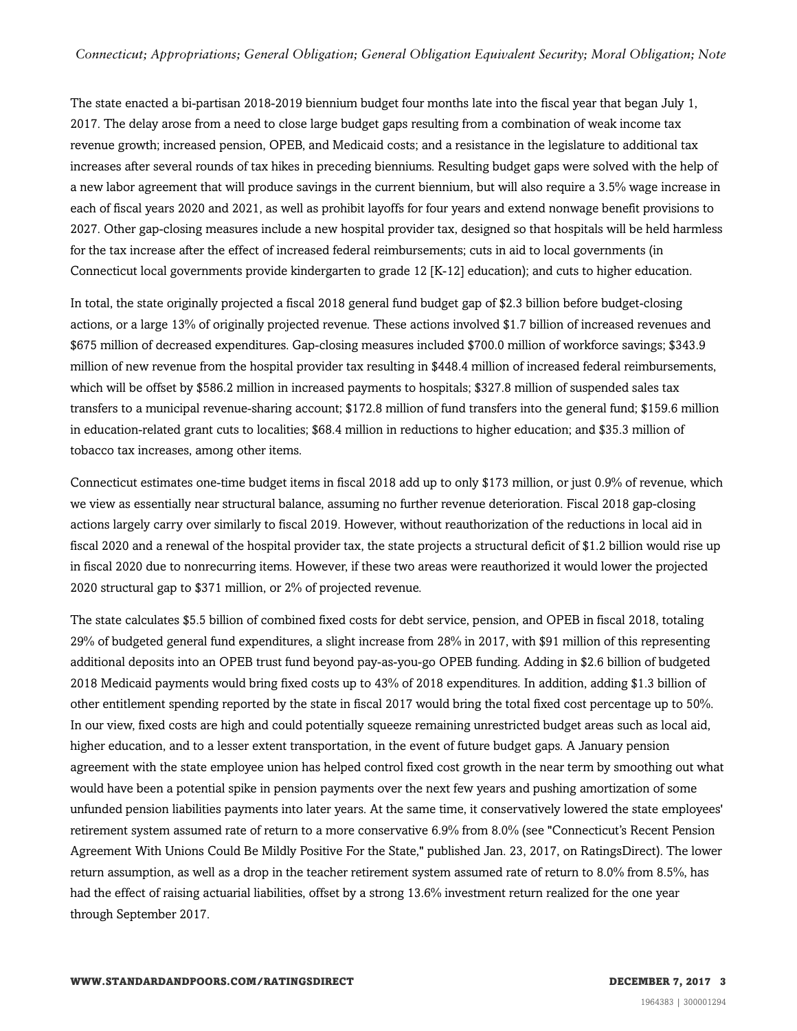The state enacted a bi-partisan 2018-2019 biennium budget four months late into the fiscal year that began July 1, 2017. The delay arose from a need to close large budget gaps resulting from a combination of weak income tax revenue growth; increased pension, OPEB, and Medicaid costs; and a resistance in the legislature to additional tax increases after several rounds of tax hikes in preceding bienniums. Resulting budget gaps were solved with the help of a new labor agreement that will produce savings in the current biennium, but will also require a 3.5% wage increase in each of fiscal years 2020 and 2021, as well as prohibit layoffs for four years and extend nonwage benefit provisions to 2027. Other gap-closing measures include a new hospital provider tax, designed so that hospitals will be held harmless for the tax increase after the effect of increased federal reimbursements; cuts in aid to local governments (in Connecticut local governments provide kindergarten to grade 12 [K-12] education); and cuts to higher education.

In total, the state originally projected a fiscal 2018 general fund budget gap of $2.3 billion before budget-closing actions, or a large 13% of originally projected revenue. These actions involved $1.7 billion of increased revenues and $675 million of decreased expenditures. Gap-closing measures included $700.0 million of workforce savings; $343.9 million of new revenue from the hospital provider tax resulting in $448.4 million of increased federal reimbursements, which will be offset by $586.2 million in increased payments to hospitals; $327.8 million of suspended sales tax transfers to a municipal revenue-sharing account; $172.8 million of fund transfers into the general fund; $159.6 million in education-related grant cuts to localities; $68.4 million in reductions to higher education; and $35.3 million of tobacco tax increases, among other items.

Connecticut estimates one-time budget items in fiscal 2018 add up to only $173 million, or just 0.9% of revenue, which we view as essentially near structural balance, assuming no further revenue deterioration. Fiscal 2018 gap-closing actions largely carry over similarly to fiscal 2019. However, without reauthorization of the reductions in local aid in fiscal 2020 and a renewal of the hospital provider tax, the state projects a structural deficit of $1.2 billion would rise up in fiscal 2020 due to nonrecurring items. However, if these two areas were reauthorized it would lower the projected 2020 structural gap to $371 million, or 2% of projected revenue.

The state calculates $5.5 billion of combined fixed costs for debt service, pension, and OPEB in fiscal 2018, totaling 29% of budgeted general fund expenditures, a slight increase from 28% in 2017, with $91 million of this representing additional deposits into an OPEB trust fund beyond pay-as-you-go OPEB funding. Adding in $2.6 billion of budgeted 2018 Medicaid payments would bring fixed costs up to 43% of 2018 expenditures. In addition, adding $1.3 billion of other entitlement spending reported by the state in fiscal 2017 would bring the total fixed cost percentage up to 50%. In our view, fixed costs are high and could potentially squeeze remaining unrestricted budget areas such as local aid, higher education, and to a lesser extent transportation, in the event of future budget gaps. A January pension agreement with the state employee union has helped control fixed cost growth in the near term by smoothing out what would have been a potential spike in pension payments over the next few years and pushing amortization of some unfunded pension liabilities payments into later years. At the same time, it conservatively lowered the state employees' retirement system assumed rate of return to a more conservative 6.9% from 8.0% (see "Connecticut's Recent Pension Agreement With Unions Could Be Mildly Positive For the State," published Jan. 23, 2017, on RatingsDirect). The lower return assumption, as well as a drop in the teacher retirement system assumed rate of return to 8.0% from 8.5%, has had the effect of raising actuarial liabilities, offset by a strong 13.6% investment return realized for the one year through September 2017.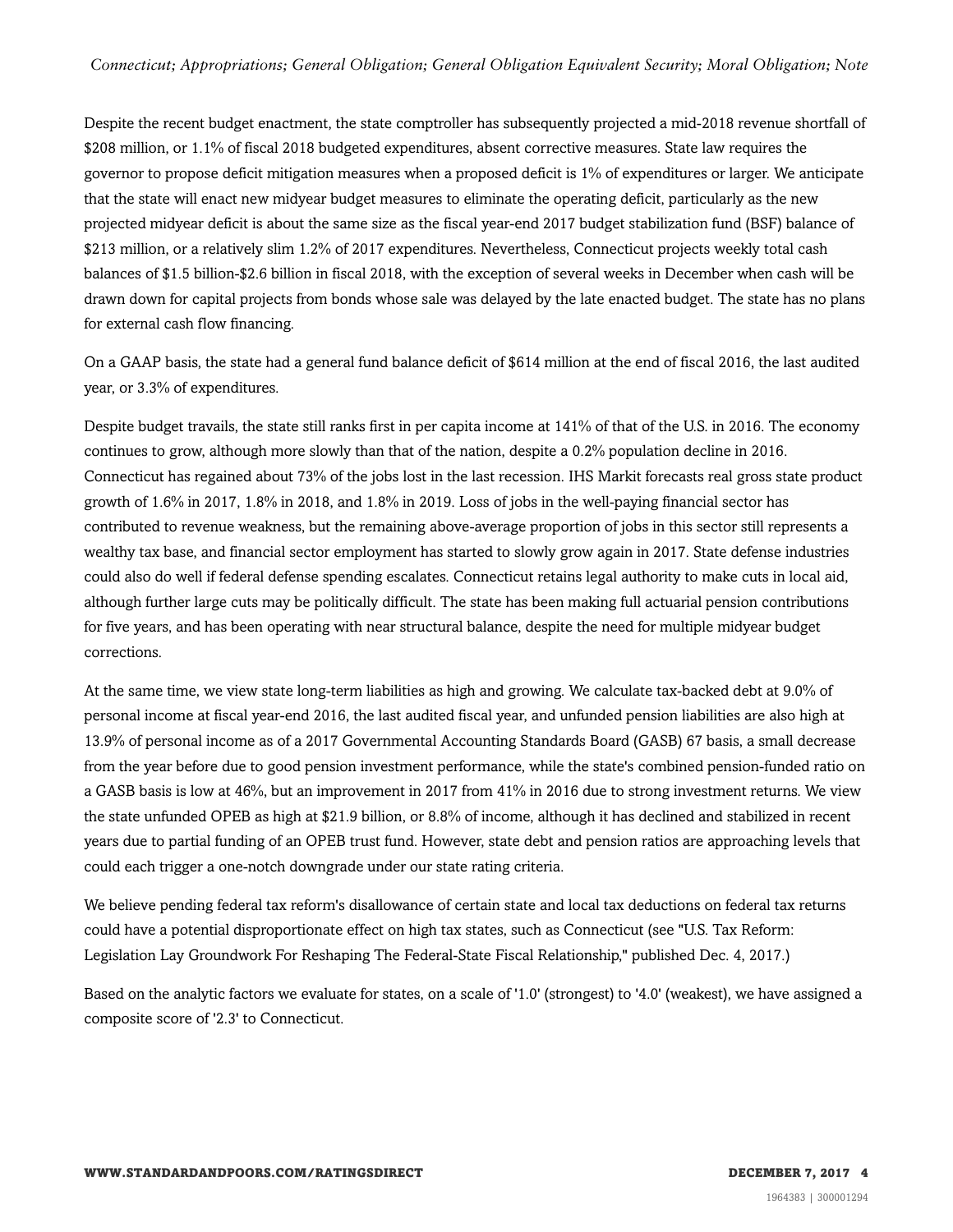Despite the recent budget enactment, the state comptroller has subsequently projected a mid-2018 revenue shortfall of $208 million, or 1.1% of fiscal 2018 budgeted expenditures, absent corrective measures. State law requires the governor to propose deficit mitigation measures when a proposed deficit is 1% of expenditures or larger. We anticipate that the state will enact new midyear budget measures to eliminate the operating deficit, particularly as the new projected midyear deficit is about the same size as the fiscal year-end 2017 budget stabilization fund (BSF) balance of $213 million, or a relatively slim 1.2% of 2017 expenditures. Nevertheless, Connecticut projects weekly total cash balances of $1.5 billion-$2.6 billion in fiscal 2018, with the exception of several weeks in December when cash will be drawn down for capital projects from bonds whose sale was delayed by the late enacted budget. The state has no plans for external cash flow financing.

On a GAAP basis, the state had a general fund balance deficit of $614 million at the end of fiscal 2016, the last audited year, or 3.3% of expenditures.

Despite budget travails, the state still ranks first in per capita income at 141% of that of the U.S. in 2016. The economy continues to grow, although more slowly than that of the nation, despite a 0.2% population decline in 2016. Connecticut has regained about 73% of the jobs lost in the last recession. IHS Markit forecasts real gross state product growth of 1.6% in 2017, 1.8% in 2018, and 1.8% in 2019. Loss of jobs in the well-paying financial sector has contributed to revenue weakness, but the remaining above-average proportion of jobs in this sector still represents a wealthy tax base, and financial sector employment has started to slowly grow again in 2017. State defense industries could also do well if federal defense spending escalates. Connecticut retains legal authority to make cuts in local aid, although further large cuts may be politically difficult. The state has been making full actuarial pension contributions for five years, and has been operating with near structural balance, despite the need for multiple midyear budget corrections.

At the same time, we view state long-term liabilities as high and growing. We calculate tax-backed debt at 9.0% of personal income at fiscal year-end 2016, the last audited fiscal year, and unfunded pension liabilities are also high at 13.9% of personal income as of a 2017 Governmental Accounting Standards Board (GASB) 67 basis, a small decrease from the year before due to good pension investment performance, while the state's combined pension-funded ratio on a GASB basis is low at 46%, but an improvement in 2017 from 41% in 2016 due to strong investment returns. We view the state unfunded OPEB as high at $21.9 billion, or 8.8% of income, although it has declined and stabilized in recent years due to partial funding of an OPEB trust fund. However, state debt and pension ratios are approaching levels that could each trigger a one-notch downgrade under our state rating criteria.

We believe pending federal tax reform's disallowance of certain state and local tax deductions on federal tax returns could have a potential disproportionate effect on high tax states, such as Connecticut (see "U.S. Tax Reform: Legislation Lay Groundwork For Reshaping The Federal-State Fiscal Relationship," published Dec. 4, 2017.)

Based on the analytic factors we evaluate for states, on a scale of '1.0' (strongest) to '4.0' (weakest), we have assigned a composite score of '2.3' to Connecticut.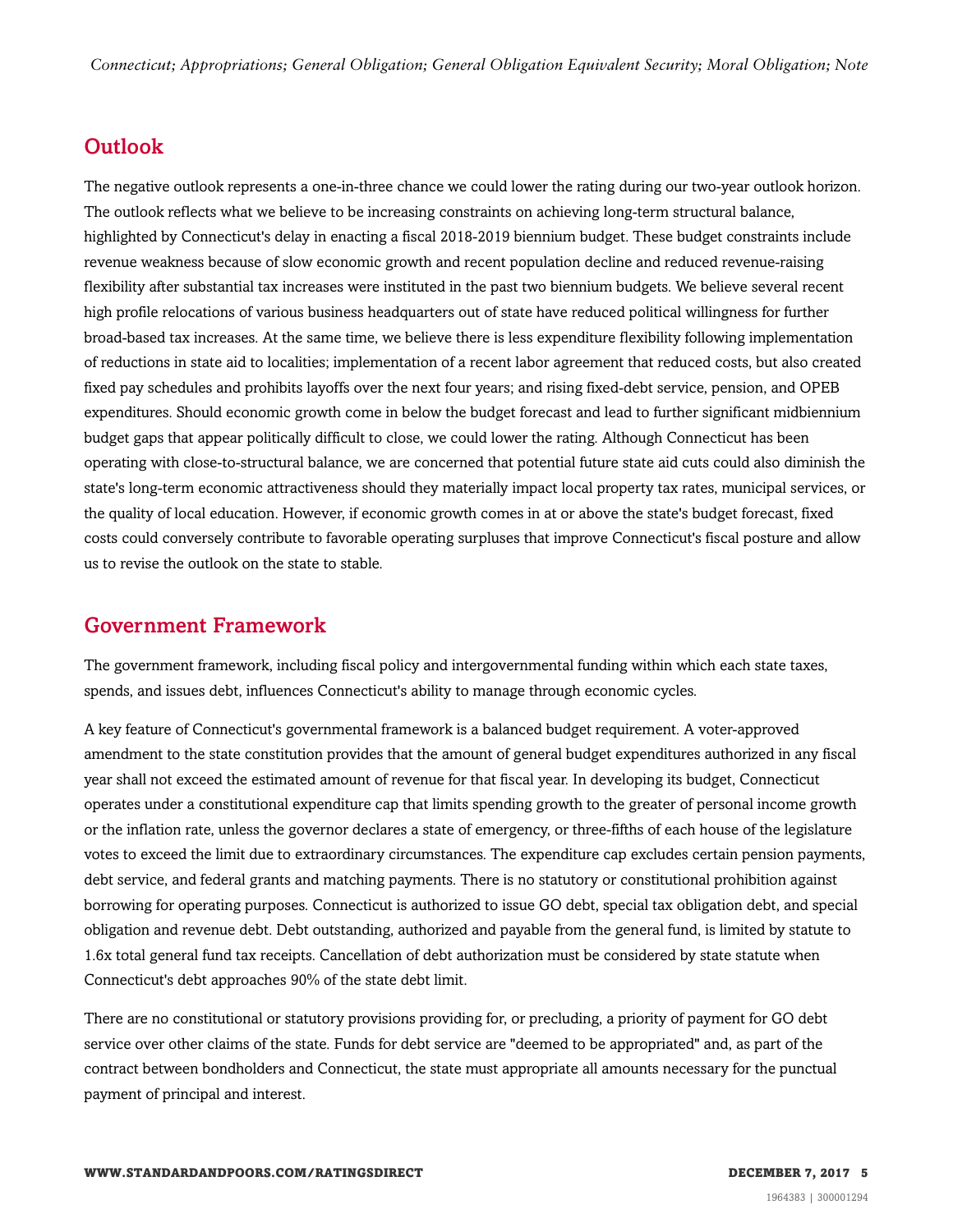## Outlook

The negative outlook represents a one-in-three chance we could lower the rating during our two-year outlook horizon. The outlook reflects what we believe to be increasing constraints on achieving long-term structural balance, highlighted by Connecticut's delay in enacting a fiscal 2018-2019 biennium budget. These budget constraints include revenue weakness because of slow economic growth and recent population decline and reduced revenue-raising flexibility after substantial tax increases were instituted in the past two biennium budgets. We believe several recent high profile relocations of various business headquarters out of state have reduced political willingness for further broad-based tax increases. At the same time, we believe there is less expenditure flexibility following implementation of reductions in state aid to localities; implementation of a recent labor agreement that reduced costs, but also created fixed pay schedules and prohibits layoffs over the next four years; and rising fixed-debt service, pension, and OPEB expenditures. Should economic growth come in below the budget forecast and lead to further significant midbiennium budget gaps that appear politically difficult to close, we could lower the rating. Although Connecticut has been operating with close-to-structural balance, we are concerned that potential future state aid cuts could also diminish the state's long-term economic attractiveness should they materially impact local property tax rates, municipal services, or the quality of local education. However, if economic growth comes in at or above the state's budget forecast, fixed costs could conversely contribute to favorable operating surpluses that improve Connecticut's fiscal posture and allow us to revise the outlook on the state to stable.

## Government Framework

The government framework, including fiscal policy and intergovernmental funding within which each state taxes, spends, and issues debt, influences Connecticut's ability to manage through economic cycles.

A key feature of Connecticut's governmental framework is a balanced budget requirement. A voter-approved amendment to the state constitution provides that the amount of general budget expenditures authorized in any fiscal year shall not exceed the estimated amount of revenue for that fiscal year. In developing its budget, Connecticut operates under a constitutional expenditure cap that limits spending growth to the greater of personal income growth or the inflation rate, unless the governor declares a state of emergency, or three-fifths of each house of the legislature votes to exceed the limit due to extraordinary circumstances. The expenditure cap excludes certain pension payments, debt service, and federal grants and matching payments. There is no statutory or constitutional prohibition against borrowing for operating purposes. Connecticut is authorized to issue GO debt, special tax obligation debt, and special obligation and revenue debt. Debt outstanding, authorized and payable from the general fund, is limited by statute to 1.6x total general fund tax receipts. Cancellation of debt authorization must be considered by state statute when Connecticut's debt approaches 90% of the state debt limit.

There are no constitutional or statutory provisions providing for, or precluding, a priority of payment for GO debt service over other claims of the state. Funds for debt service are "deemed to be appropriated" and, as part of the contract between bondholders and Connecticut, the state must appropriate all amounts necessary for the punctual payment of principal and interest.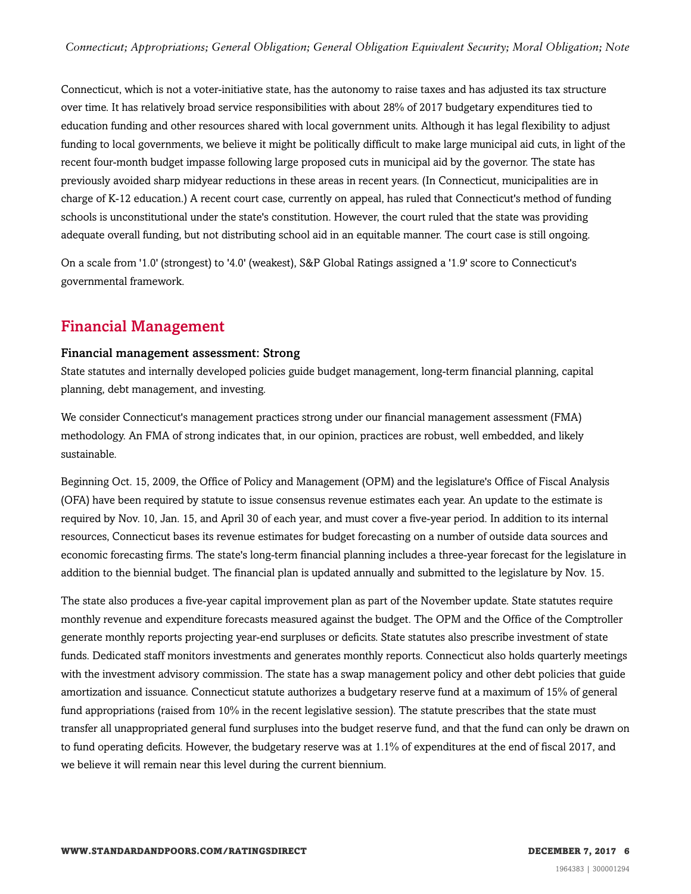Connecticut, which is not a voter-initiative state, has the autonomy to raise taxes and has adjusted its tax structure over time. It has relatively broad service responsibilities with about 28% of 2017 budgetary expenditures tied to education funding and other resources shared with local government units. Although it has legal flexibility to adjust funding to local governments, we believe it might be politically difficult to make large municipal aid cuts, in light of the recent four-month budget impasse following large proposed cuts in municipal aid by the governor. The state has previously avoided sharp midyear reductions in these areas in recent years. (In Connecticut, municipalities are in charge of K-12 education.) A recent court case, currently on appeal, has ruled that Connecticut's method of funding schools is unconstitutional under the state's constitution. However, the court ruled that the state was providing adequate overall funding, but not distributing school aid in an equitable manner. The court case is still ongoing.

On a scale from '1.0' (strongest) to '4.0' (weakest), S&P Global Ratings assigned a '1.9' score to Connecticut's governmental framework.

## Financial Management

### Financial management assessment: Strong

State statutes and internally developed policies guide budget management, long-term financial planning, capital planning, debt management, and investing.

We consider Connecticut's management practices strong under our financial management assessment (FMA) methodology. An FMA of strong indicates that, in our opinion, practices are robust, well embedded, and likely sustainable.

Beginning Oct. 15, 2009, the Office of Policy and Management (OPM) and the legislature's Office of Fiscal Analysis (OFA) have been required by statute to issue consensus revenue estimates each year. An update to the estimate is required by Nov. 10, Jan. 15, and April 30 of each year, and must cover a five-year period. In addition to its internal resources, Connecticut bases its revenue estimates for budget forecasting on a number of outside data sources and economic forecasting firms. The state's long-term financial planning includes a three-year forecast for the legislature in addition to the biennial budget. The financial plan is updated annually and submitted to the legislature by Nov. 15.

The state also produces a five-year capital improvement plan as part of the November update. State statutes require monthly revenue and expenditure forecasts measured against the budget. The OPM and the Office of the Comptroller generate monthly reports projecting year-end surpluses or deficits. State statutes also prescribe investment of state funds. Dedicated staff monitors investments and generates monthly reports. Connecticut also holds quarterly meetings with the investment advisory commission. The state has a swap management policy and other debt policies that guide amortization and issuance. Connecticut statute authorizes a budgetary reserve fund at a maximum of 15% of general fund appropriations (raised from 10% in the recent legislative session). The statute prescribes that the state must transfer all unappropriated general fund surpluses into the budget reserve fund, and that the fund can only be drawn on to fund operating deficits. However, the budgetary reserve was at 1.1% of expenditures at the end of fiscal 2017, and we believe it will remain near this level during the current biennium.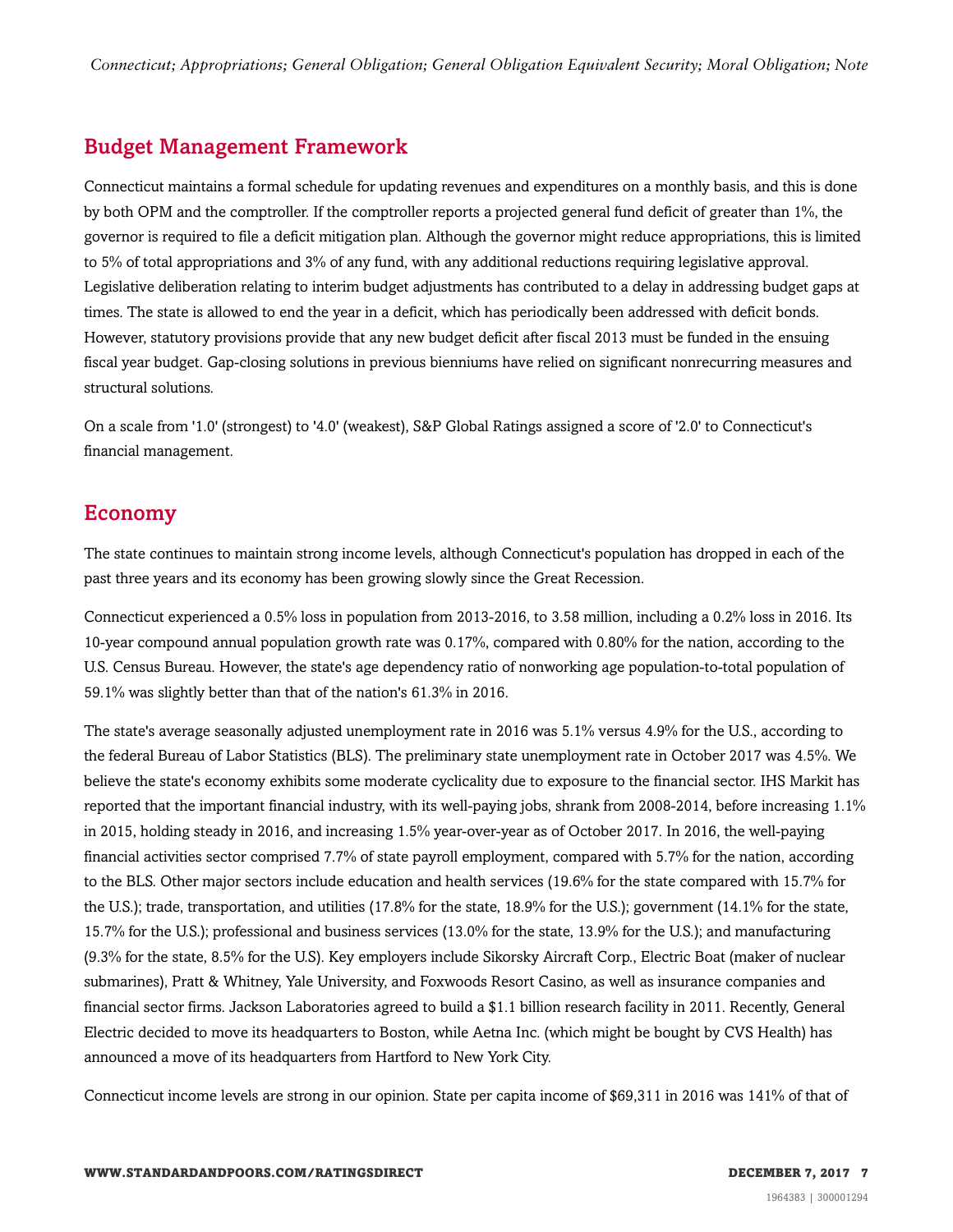## Budget Management Framework

Connecticut maintains a formal schedule for updating revenues and expenditures on a monthly basis, and this is done by both OPM and the comptroller. If the comptroller reports a projected general fund deficit of greater than 1%, the governor is required to file a deficit mitigation plan. Although the governor might reduce appropriations, this is limited to 5% of total appropriations and 3% of any fund, with any additional reductions requiring legislative approval. Legislative deliberation relating to interim budget adjustments has contributed to a delay in addressing budget gaps at times. The state is allowed to end the year in a deficit, which has periodically been addressed with deficit bonds. However, statutory provisions provide that any new budget deficit after fiscal 2013 must be funded in the ensuing fiscal year budget. Gap-closing solutions in previous bienniums have relied on significant nonrecurring measures and structural solutions.

On a scale from '1.0' (strongest) to '4.0' (weakest), S&P Global Ratings assigned a score of '2.0' to Connecticut's financial management.

## Economy

The state continues to maintain strong income levels, although Connecticut's population has dropped in each of the past three years and its economy has been growing slowly since the Great Recession.

Connecticut experienced a 0.5% loss in population from 2013-2016, to 3.58 million, including a 0.2% loss in 2016. Its 10-year compound annual population growth rate was 0.17%, compared with 0.80% for the nation, according to the U.S. Census Bureau. However, the state's age dependency ratio of nonworking age population-to-total population of 59.1% was slightly better than that of the nation's 61.3% in 2016.

The state's average seasonally adjusted unemployment rate in 2016 was 5.1% versus 4.9% for the U.S., according to the federal Bureau of Labor Statistics (BLS). The preliminary state unemployment rate in October 2017 was 4.5%. We believe the state's economy exhibits some moderate cyclicality due to exposure to the financial sector. IHS Markit has reported that the important financial industry, with its well-paying jobs, shrank from 2008-2014, before increasing 1.1% in 2015, holding steady in 2016, and increasing 1.5% year-over-year as of October 2017. In 2016, the well-paying financial activities sector comprised 7.7% of state payroll employment, compared with 5.7% for the nation, according to the BLS. Other major sectors include education and health services (19.6% for the state compared with 15.7% for the U.S.); trade, transportation, and utilities (17.8% for the state, 18.9% for the U.S.); government (14.1% for the state, 15.7% for the U.S.); professional and business services (13.0% for the state, 13.9% for the U.S.); and manufacturing (9.3% for the state, 8.5% for the U.S). Key employers include Sikorsky Aircraft Corp., Electric Boat (maker of nuclear submarines), Pratt & Whitney, Yale University, and Foxwoods Resort Casino, as well as insurance companies and financial sector firms. Jackson Laboratories agreed to build a $1.1 billion research facility in 2011. Recently, General Electric decided to move its headquarters to Boston, while Aetna Inc. (which might be bought by CVS Health) has announced a move of its headquarters from Hartford to New York City.

Connecticut income levels are strong in our opinion. State per capita income of $69,311 in 2016 was 141% of that of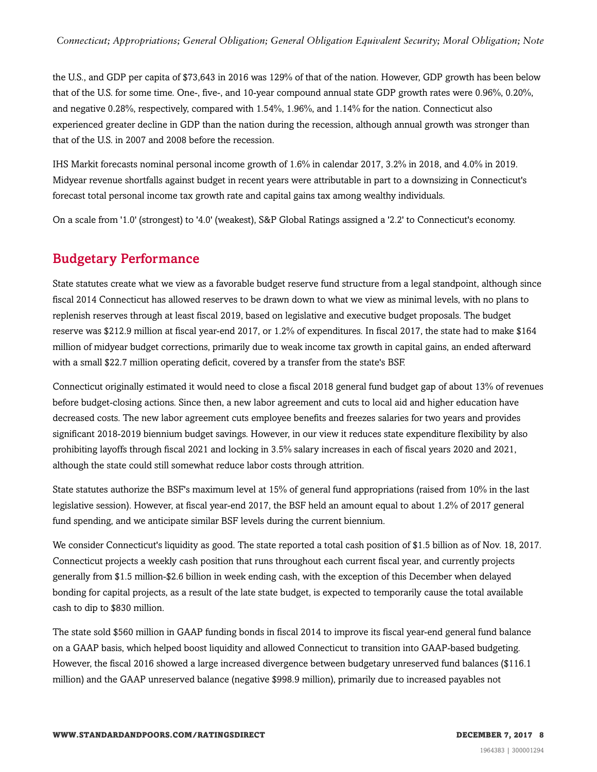the U.S., and GDP per capita of $73,643 in 2016 was 129% of that of the nation. However, GDP growth has been below that of the U.S. for some time. One-, five-, and 10-year compound annual state GDP growth rates were 0.96%, 0.20%, and negative 0.28%, respectively, compared with 1.54%, 1.96%, and 1.14% for the nation. Connecticut also experienced greater decline in GDP than the nation during the recession, although annual growth was stronger than that of the U.S. in 2007 and 2008 before the recession.

IHS Markit forecasts nominal personal income growth of 1.6% in calendar 2017, 3.2% in 2018, and 4.0% in 2019. Midyear revenue shortfalls against budget in recent years were attributable in part to a downsizing in Connecticut's forecast total personal income tax growth rate and capital gains tax among wealthy individuals.

On a scale from '1.0' (strongest) to '4.0' (weakest), S&P Global Ratings assigned a '2.2' to Connecticut's economy.

## Budgetary Performance

State statutes create what we view as a favorable budget reserve fund structure from a legal standpoint, although since fiscal 2014 Connecticut has allowed reserves to be drawn down to what we view as minimal levels, with no plans to replenish reserves through at least fiscal 2019, based on legislative and executive budget proposals. The budget reserve was $212.9 million at fiscal year-end 2017, or 1.2% of expenditures. In fiscal 2017, the state had to make $164 million of midyear budget corrections, primarily due to weak income tax growth in capital gains, an ended afterward with a small $22.7 million operating deficit, covered by a transfer from the state's BSF.

Connecticut originally estimated it would need to close a fiscal 2018 general fund budget gap of about 13% of revenues before budget-closing actions. Since then, a new labor agreement and cuts to local aid and higher education have decreased costs. The new labor agreement cuts employee benefits and freezes salaries for two years and provides significant 2018-2019 biennium budget savings. However, in our view it reduces state expenditure flexibility by also prohibiting layoffs through fiscal 2021 and locking in 3.5% salary increases in each of fiscal years 2020 and 2021, although the state could still somewhat reduce labor costs through attrition.

State statutes authorize the BSF's maximum level at 15% of general fund appropriations (raised from 10% in the last legislative session). However, at fiscal year-end 2017, the BSF held an amount equal to about 1.2% of 2017 general fund spending, and we anticipate similar BSF levels during the current biennium.

We consider Connecticut's liquidity as good. The state reported a total cash position of $1.5 billion as of Nov. 18, 2017. Connecticut projects a weekly cash position that runs throughout each current fiscal year, and currently projects generally from $1.5 million-$2.6 billion in week ending cash, with the exception of this December when delayed bonding for capital projects, as a result of the late state budget, is expected to temporarily cause the total available cash to dip to $830 million.

The state sold $560 million in GAAP funding bonds in fiscal 2014 to improve its fiscal year-end general fund balance on a GAAP basis, which helped boost liquidity and allowed Connecticut to transition into GAAP-based budgeting. However, the fiscal 2016 showed a large increased divergence between budgetary unreserved fund balances ($116.1 million) and the GAAP unreserved balance (negative $998.9 million), primarily due to increased payables not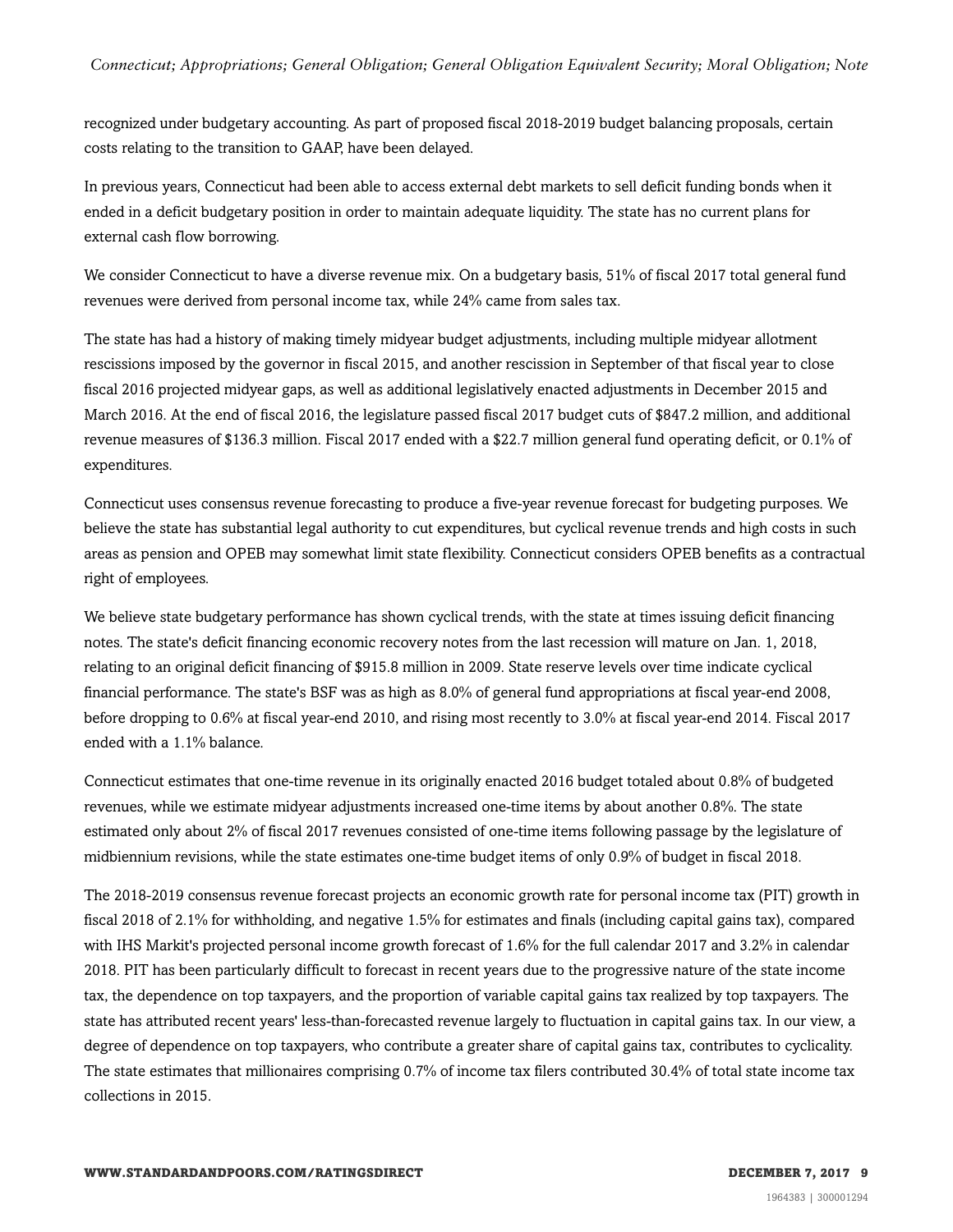recognized under budgetary accounting. As part of proposed fiscal 2018-2019 budget balancing proposals, certain costs relating to the transition to GAAP, have been delayed.

In previous years, Connecticut had been able to access external debt markets to sell deficit funding bonds when it ended in a deficit budgetary position in order to maintain adequate liquidity. The state has no current plans for external cash flow borrowing.

We consider Connecticut to have a diverse revenue mix. On a budgetary basis, 51% of fiscal 2017 total general fund revenues were derived from personal income tax, while 24% came from sales tax.

The state has had a history of making timely midyear budget adjustments, including multiple midyear allotment rescissions imposed by the governor in fiscal 2015, and another rescission in September of that fiscal year to close fiscal 2016 projected midyear gaps, as well as additional legislatively enacted adjustments in December 2015 and March 2016. At the end of fiscal 2016, the legislature passed fiscal 2017 budget cuts of $847.2 million, and additional revenue measures of $136.3 million. Fiscal 2017 ended with a $22.7 million general fund operating deficit, or 0.1% of expenditures.

Connecticut uses consensus revenue forecasting to produce a five-year revenue forecast for budgeting purposes. We believe the state has substantial legal authority to cut expenditures, but cyclical revenue trends and high costs in such areas as pension and OPEB may somewhat limit state flexibility. Connecticut considers OPEB benefits as a contractual right of employees.

We believe state budgetary performance has shown cyclical trends, with the state at times issuing deficit financing notes. The state's deficit financing economic recovery notes from the last recession will mature on Jan. 1, 2018, relating to an original deficit financing of $915.8 million in 2009. State reserve levels over time indicate cyclical financial performance. The state's BSF was as high as 8.0% of general fund appropriations at fiscal year-end 2008, before dropping to 0.6% at fiscal year-end 2010, and rising most recently to 3.0% at fiscal year-end 2014. Fiscal 2017 ended with a 1.1% balance.

Connecticut estimates that one-time revenue in its originally enacted 2016 budget totaled about 0.8% of budgeted revenues, while we estimate midyear adjustments increased one-time items by about another 0.8%. The state estimated only about 2% of fiscal 2017 revenues consisted of one-time items following passage by the legislature of midbiennium revisions, while the state estimates one-time budget items of only 0.9% of budget in fiscal 2018.

The 2018-2019 consensus revenue forecast projects an economic growth rate for personal income tax (PIT) growth in fiscal 2018 of 2.1% for withholding, and negative 1.5% for estimates and finals (including capital gains tax), compared with IHS Markit's projected personal income growth forecast of 1.6% for the full calendar 2017 and 3.2% in calendar 2018. PIT has been particularly difficult to forecast in recent years due to the progressive nature of the state income tax, the dependence on top taxpayers, and the proportion of variable capital gains tax realized by top taxpayers. The state has attributed recent years' less-than-forecasted revenue largely to fluctuation in capital gains tax. In our view, a degree of dependence on top taxpayers, who contribute a greater share of capital gains tax, contributes to cyclicality. The state estimates that millionaires comprising 0.7% of income tax filers contributed 30.4% of total state income tax collections in 2015.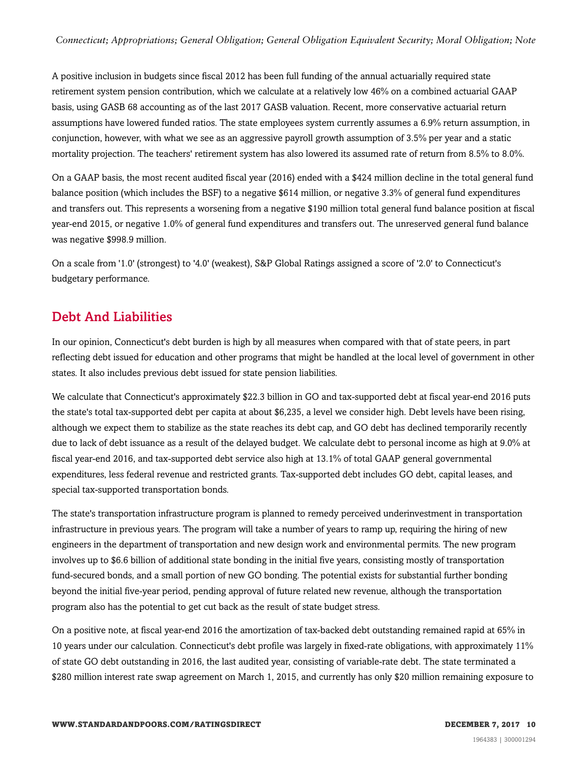A positive inclusion in budgets since fiscal 2012 has been full funding of the annual actuarially required state retirement system pension contribution, which we calculate at a relatively low 46% on a combined actuarial GAAP basis, using GASB 68 accounting as of the last 2017 GASB valuation. Recent, more conservative actuarial return assumptions have lowered funded ratios. The state employees system currently assumes a 6.9% return assumption, in conjunction, however, with what we see as an aggressive payroll growth assumption of 3.5% per year and a static mortality projection. The teachers' retirement system has also lowered its assumed rate of return from 8.5% to 8.0%.

On a GAAP basis, the most recent audited fiscal year (2016) ended with a $424 million decline in the total general fund balance position (which includes the BSF) to a negative $614 million, or negative 3.3% of general fund expenditures and transfers out. This represents a worsening from a negative $190 million total general fund balance position at fiscal year-end 2015, or negative 1.0% of general fund expenditures and transfers out. The unreserved general fund balance was negative $998.9 million.

On a scale from '1.0' (strongest) to '4.0' (weakest), S&P Global Ratings assigned a score of '2.0' to Connecticut's budgetary performance.

## Debt And Liabilities

In our opinion, Connecticut's debt burden is high by all measures when compared with that of state peers, in part reflecting debt issued for education and other programs that might be handled at the local level of government in other states. It also includes previous debt issued for state pension liabilities.

We calculate that Connecticut's approximately $22.3 billion in GO and tax-supported debt at fiscal year-end 2016 puts the state's total tax-supported debt per capita at about $6,235, a level we consider high. Debt levels have been rising, although we expect them to stabilize as the state reaches its debt cap, and GO debt has declined temporarily recently due to lack of debt issuance as a result of the delayed budget. We calculate debt to personal income as high at 9.0% at fiscal year-end 2016, and tax-supported debt service also high at 13.1% of total GAAP general governmental expenditures, less federal revenue and restricted grants. Tax-supported debt includes GO debt, capital leases, and special tax-supported transportation bonds.

The state's transportation infrastructure program is planned to remedy perceived underinvestment in transportation infrastructure in previous years. The program will take a number of years to ramp up, requiring the hiring of new engineers in the department of transportation and new design work and environmental permits. The new program involves up to $6.6 billion of additional state bonding in the initial five years, consisting mostly of transportation fund-secured bonds, and a small portion of new GO bonding. The potential exists for substantial further bonding beyond the initial five-year period, pending approval of future related new revenue, although the transportation program also has the potential to get cut back as the result of state budget stress.

On a positive note, at fiscal year-end 2016 the amortization of tax-backed debt outstanding remained rapid at 65% in 10 years under our calculation. Connecticut's debt profile was largely in fixed-rate obligations, with approximately 11% of state GO debt outstanding in 2016, the last audited year, consisting of variable-rate debt. The state terminated a $280 million interest rate swap agreement on March 1, 2015, and currently has only $20 million remaining exposure to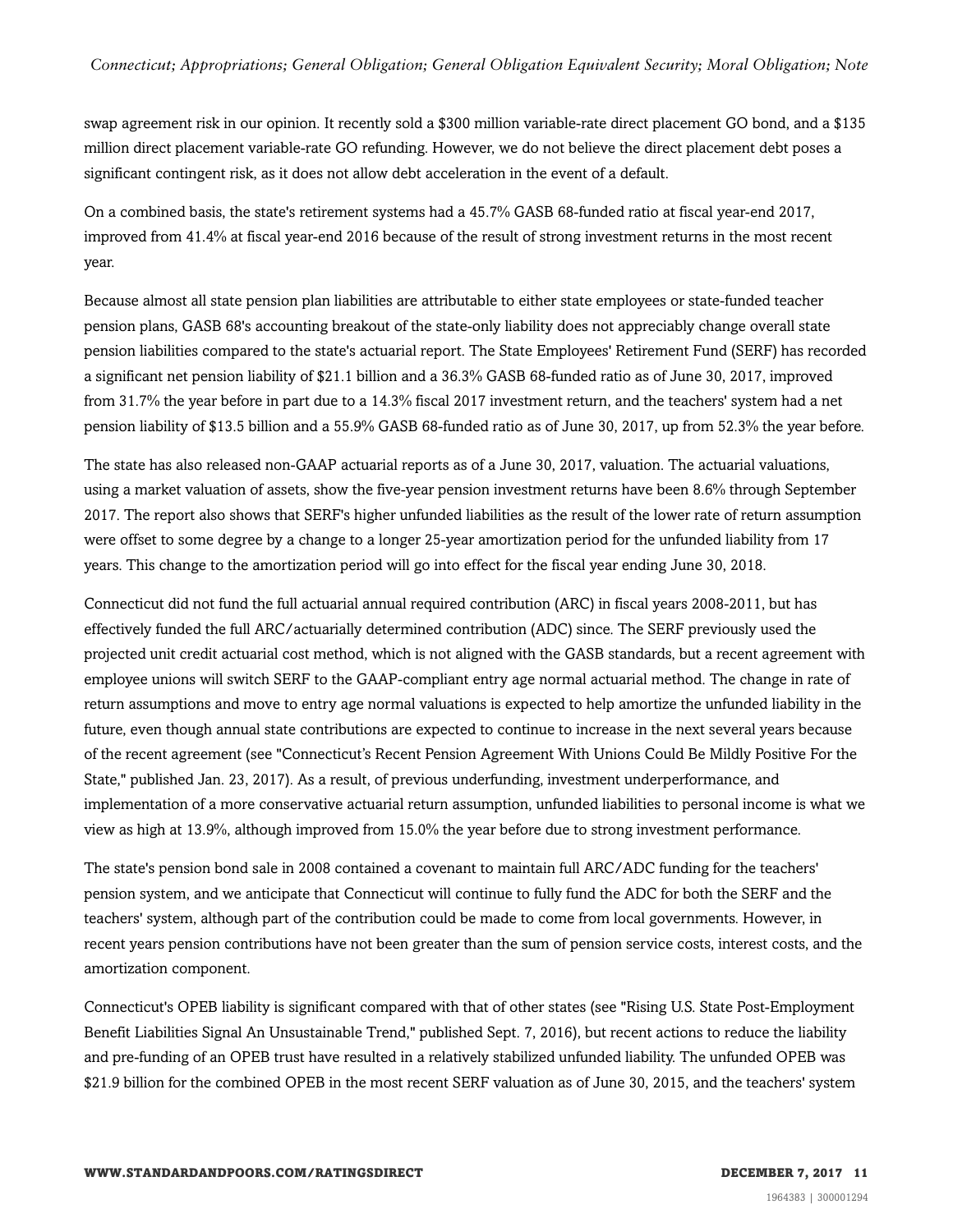swap agreement risk in our opinion. It recently sold a $300 million variable-rate direct placement GO bond, and a $135 million direct placement variable-rate GO refunding. However, we do not believe the direct placement debt poses a significant contingent risk, as it does not allow debt acceleration in the event of a default.

On a combined basis, the state's retirement systems had a 45.7% GASB 68-funded ratio at fiscal year-end 2017, improved from 41.4% at fiscal year-end 2016 because of the result of strong investment returns in the most recent year.

Because almost all state pension plan liabilities are attributable to either state employees or state-funded teacher pension plans, GASB 68's accounting breakout of the state-only liability does not appreciably change overall state pension liabilities compared to the state's actuarial report. The State Employees' Retirement Fund (SERF) has recorded a significant net pension liability of $21.1 billion and a 36.3% GASB 68-funded ratio as of June 30, 2017, improved from 31.7% the year before in part due to a 14.3% fiscal 2017 investment return, and the teachers' system had a net pension liability of $13.5 billion and a 55.9% GASB 68-funded ratio as of June 30, 2017, up from 52.3% the year before.

The state has also released non-GAAP actuarial reports as of a June 30, 2017, valuation. The actuarial valuations, using a market valuation of assets, show the five-year pension investment returns have been 8.6% through September 2017. The report also shows that SERF's higher unfunded liabilities as the result of the lower rate of return assumption were offset to some degree by a change to a longer 25-year amortization period for the unfunded liability from 17 years. This change to the amortization period will go into effect for the fiscal year ending June 30, 2018.

Connecticut did not fund the full actuarial annual required contribution (ARC) in fiscal years 2008-2011, but has effectively funded the full ARC/actuarially determined contribution (ADC) since. The SERF previously used the projected unit credit actuarial cost method, which is not aligned with the GASB standards, but a recent agreement with employee unions will switch SERF to the GAAP-compliant entry age normal actuarial method. The change in rate of return assumptions and move to entry age normal valuations is expected to help amortize the unfunded liability in the future, even though annual state contributions are expected to continue to increase in the next several years because of the recent agreement (see "Connecticut's Recent Pension Agreement With Unions Could Be Mildly Positive For the State," published Jan. 23, 2017). As a result, of previous underfunding, investment underperformance, and implementation of a more conservative actuarial return assumption, unfunded liabilities to personal income is what we view as high at 13.9%, although improved from 15.0% the year before due to strong investment performance.

The state's pension bond sale in 2008 contained a covenant to maintain full ARC/ADC funding for the teachers' pension system, and we anticipate that Connecticut will continue to fully fund the ADC for both the SERF and the teachers' system, although part of the contribution could be made to come from local governments. However, in recent years pension contributions have not been greater than the sum of pension service costs, interest costs, and the amortization component.

Connecticut's OPEB liability is significant compared with that of other states (see "Rising U.S. State Post-Employment Benefit Liabilities Signal An Unsustainable Trend," published Sept. 7, 2016), but recent actions to reduce the liability and pre-funding of an OPEB trust have resulted in a relatively stabilized unfunded liability. The unfunded OPEB was $21.9 billion for the combined OPEB in the most recent SERF valuation as of June 30, 2015, and the teachers' system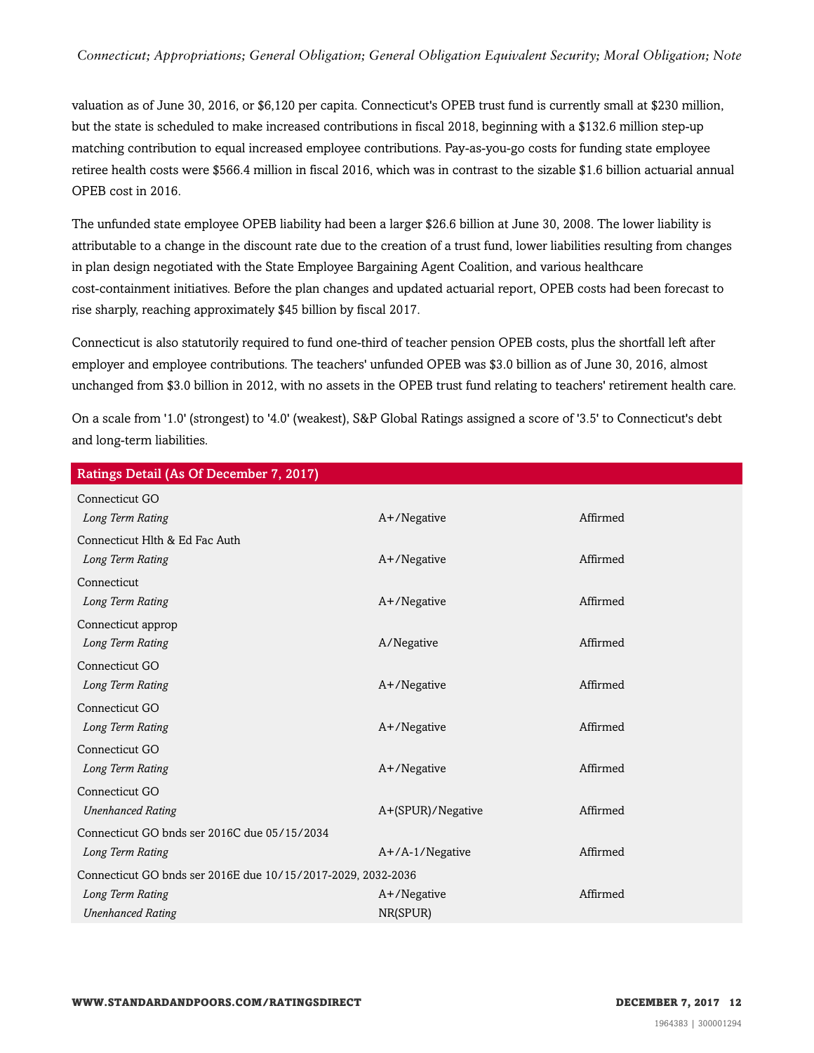valuation as of June 30, 2016, or $6,120 per capita. Connecticut's OPEB trust fund is currently small at $230 million, but the state is scheduled to make increased contributions in fiscal 2018, beginning with a $132.6 million step-up matching contribution to equal increased employee contributions. Pay-as-you-go costs for funding state employee retiree health costs were $566.4 million in fiscal 2016, which was in contrast to the sizable $1.6 billion actuarial annual OPEB cost in 2016.

The unfunded state employee OPEB liability had been a larger $26.6 billion at June 30, 2008. The lower liability is attributable to a change in the discount rate due to the creation of a trust fund, lower liabilities resulting from changes in plan design negotiated with the State Employee Bargaining Agent Coalition, and various healthcare cost-containment initiatives. Before the plan changes and updated actuarial report, OPEB costs had been forecast to rise sharply, reaching approximately $45 billion by fiscal 2017.

Connecticut is also statutorily required to fund one-third of teacher pension OPEB costs, plus the shortfall left after employer and employee contributions. The teachers' unfunded OPEB was $3.0 billion as of June 30, 2016, almost unchanged from $3.0 billion in 2012, with no assets in the OPEB trust fund relating to teachers' retirement health care.

On a scale from '1.0' (strongest) to '4.0' (weakest), S&P Global Ratings assigned a score of '3.5' to Connecticut's debt and long-term liabilities.

| Ratings Detail (As Of December 7, 2017) | | |
|---|---|---|
| Connecticut GO | | |
| *Long Term Rating* | A+/Negative | Affirmed |
| Connecticut Hlth & Ed Fac Auth | | |
| *Long Term Rating* | A+/Negative | Affirmed |
| Connecticut | | |
| *Long Term Rating* | A+/Negative | Affirmed |
| Connecticut approp | | |
| *Long Term Rating* | A/Negative | Affirmed |
| Connecticut GO | | |
| *Long Term Rating* | A+/Negative | Affirmed |
| Connecticut GO | | |
| *Long Term Rating* | A+/Negative | Affirmed |
| Connecticut GO | | |
| *Long Term Rating* | A+/Negative | Affirmed |
| Connecticut GO | | |
| *Unenhanced Rating* | A+(SPUR)/Negative | Affirmed |
| Connecticut GO bnds ser 2016C due 05/15/2034 | | |
| *Long Term Rating* | A+/A-1/Negative | Affirmed |
| Connecticut GO bnds ser 2016E due 10/15/2017-2029, 2032-2036 | | |
| *Long Term Rating* | A+/Negative | Affirmed |
| *Unenhanced Rating* | NR(SPUR) | |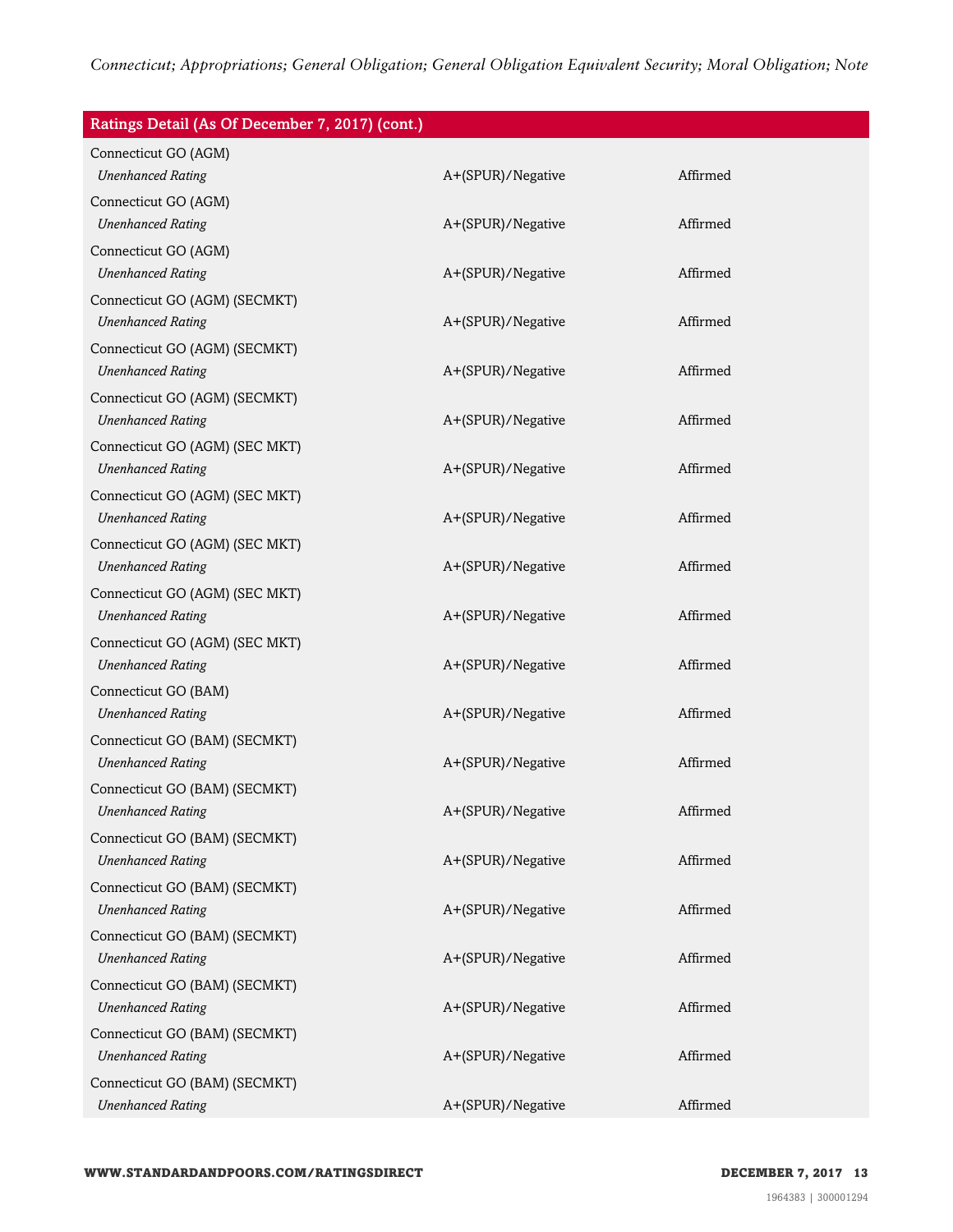| Ratings Detail (As Of December 7, 2017) (cont.) | | |
|---|---|---|
| Connecticut GO (AGM) | | |
| *Unenhanced Rating* | A+(SPUR)/Negative | Affirmed |
| Connecticut GO (AGM) | | |
| *Unenhanced Rating* | A+(SPUR)/Negative | Affirmed |
| Connecticut GO (AGM) | | |
| *Unenhanced Rating* | A+(SPUR)/Negative | Affirmed |
| Connecticut GO (AGM) (SECMKT) | | |
| *Unenhanced Rating* | A+(SPUR)/Negative | Affirmed |
| Connecticut GO (AGM) (SECMKT) | | |
| *Unenhanced Rating* | A+(SPUR)/Negative | Affirmed |
| Connecticut GO (AGM) (SECMKT) | | |
| *Unenhanced Rating* | A+(SPUR)/Negative | Affirmed |
| Connecticut GO (AGM) (SEC MKT) | | |
| *Unenhanced Rating* | A+(SPUR)/Negative | Affirmed |
| Connecticut GO (AGM) (SEC MKT) | | |
| *Unenhanced Rating* | A+(SPUR)/Negative | Affirmed |
| Connecticut GO (AGM) (SEC MKT) | | |
| *Unenhanced Rating* | A+(SPUR)/Negative | Affirmed |
| Connecticut GO (AGM) (SEC MKT) | | |
| *Unenhanced Rating* | A+(SPUR)/Negative | Affirmed |
| Connecticut GO (AGM) (SEC MKT) | | |
| *Unenhanced Rating* | A+(SPUR)/Negative | Affirmed |
| Connecticut GO (BAM) | | |
| *Unenhanced Rating* | A+(SPUR)/Negative | Affirmed |
| Connecticut GO (BAM) (SECMKT) | | |
| *Unenhanced Rating* | A+(SPUR)/Negative | Affirmed |
| Connecticut GO (BAM) (SECMKT) | | |
| *Unenhanced Rating* | A+(SPUR)/Negative | Affirmed |
| Connecticut GO (BAM) (SECMKT) | | |
| *Unenhanced Rating* | A+(SPUR)/Negative | Affirmed |
| Connecticut GO (BAM) (SECMKT) | | |
| *Unenhanced Rating* | A+(SPUR)/Negative | Affirmed |
| Connecticut GO (BAM) (SECMKT) | | |
| *Unenhanced Rating* | A+(SPUR)/Negative | Affirmed |
| Connecticut GO (BAM) (SECMKT) | | |
| *Unenhanced Rating* | A+(SPUR)/Negative | Affirmed |
| Connecticut GO (BAM) (SECMKT) | | |
| *Unenhanced Rating* | A+(SPUR)/Negative | Affirmed |
| Connecticut GO (BAM) (SECMKT) | | |
| *Unenhanced Rating* | A+(SPUR)/Negative | Affirmed |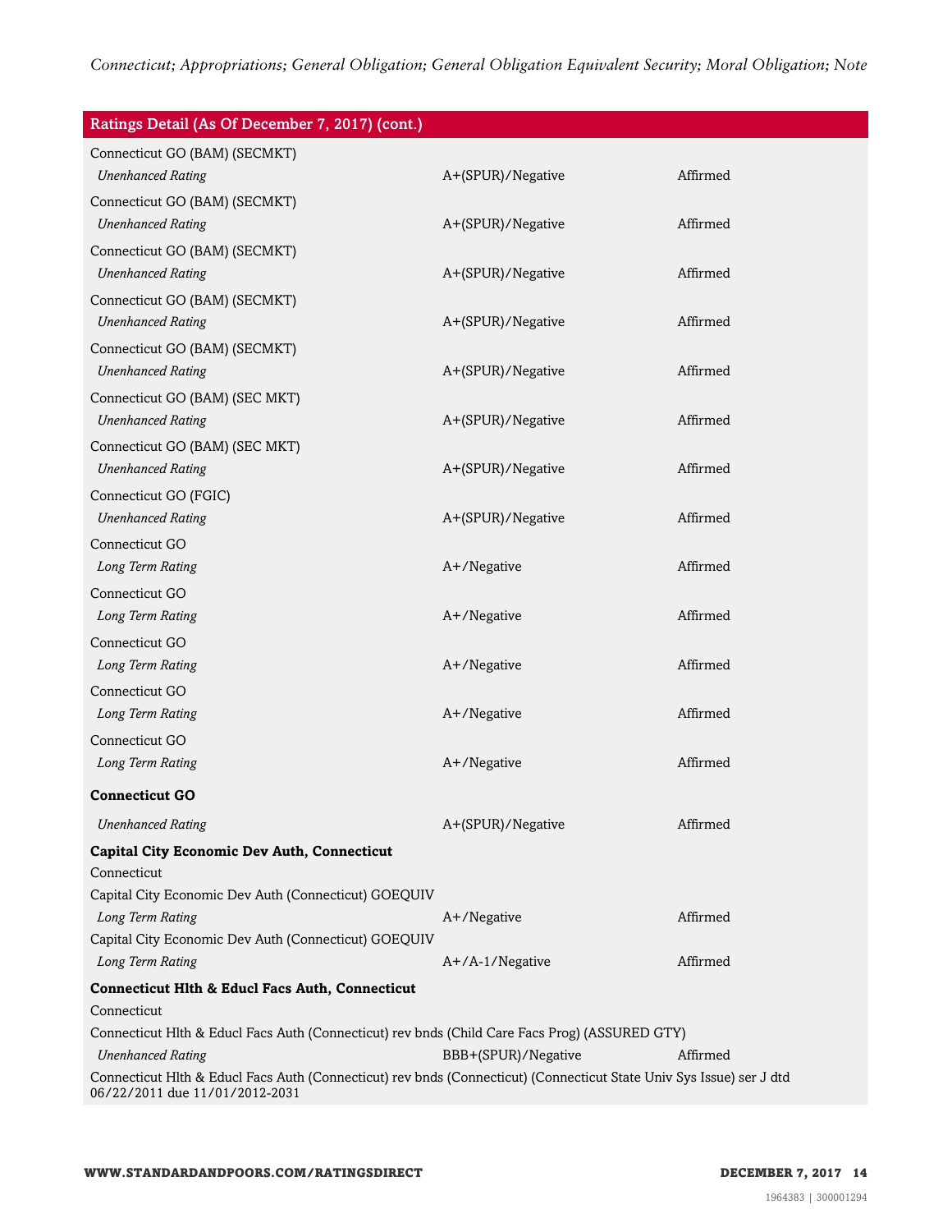| Ratings Detail (As Of December 7, 2017) (cont.) | | |
|---|---|---|
| Connecticut GO (BAM) (SECMKT) | | |
| *Unenhanced Rating* | A+(SPUR)/Negative | Affirmed |
| Connecticut GO (BAM) (SECMKT) | | |
| *Unenhanced Rating* | A+(SPUR)/Negative | Affirmed |
| Connecticut GO (BAM) (SECMKT) | | |
| *Unenhanced Rating* | A+(SPUR)/Negative | Affirmed |
| Connecticut GO (BAM) (SECMKT) | | |
| *Unenhanced Rating* | A+(SPUR)/Negative | Affirmed |
| Connecticut GO (BAM) (SECMKT) | | |
| *Unenhanced Rating* | A+(SPUR)/Negative | Affirmed |
| Connecticut GO (BAM) (SEC MKT) | | |
| *Unenhanced Rating* | A+(SPUR)/Negative | Affirmed |
| Connecticut GO (BAM) (SEC MKT) | | |
| *Unenhanced Rating* | A+(SPUR)/Negative | Affirmed |
| Connecticut GO (FGIC) | | |
| *Unenhanced Rating* | A+(SPUR)/Negative | Affirmed |
| Connecticut GO | | |
| *Long Term Rating* | A+/Negative | Affirmed |
| Connecticut GO | | |
| *Long Term Rating* | A+/Negative | Affirmed |
| Connecticut GO | | |
| *Long Term Rating* | A+/Negative | Affirmed |
| Connecticut GO | | |
| *Long Term Rating* | A+/Negative | Affirmed |
| Connecticut GO | | |
| *Long Term Rating* | A+/Negative | Affirmed |
| **Connecticut GO** | | |
| *Unenhanced Rating* | A+(SPUR)/Negative | Affirmed |
| **Capital City Economic Dev Auth, Connecticut** | | |
| Connecticut | | |
| Capital City Economic Dev Auth (Connecticut) GOEQUIV | | |
| *Long Term Rating* | A+/Negative | Affirmed |
| Capital City Economic Dev Auth (Connecticut) GOEQUIV | | |
| *Long Term Rating* | A+/A-1/Negative | Affirmed |
| **Connecticut Hlth & Educl Facs Auth, Connecticut** | | |
| Connecticut | | |
| Connecticut Hlth & Educl Facs Auth (Connecticut) rev bnds (Child Care Facs Prog) (ASSURED GTY) | | |
| *Unenhanced Rating* | BBB+(SPUR)/Negative | Affirmed |
| Connecticut Hlth & Educl Facs Auth (Connecticut) rev bnds (Connecticut) (Connecticut State Univ Sys Issue) ser J dtd 06/22/2011 due 11/01/2012-2031 | | |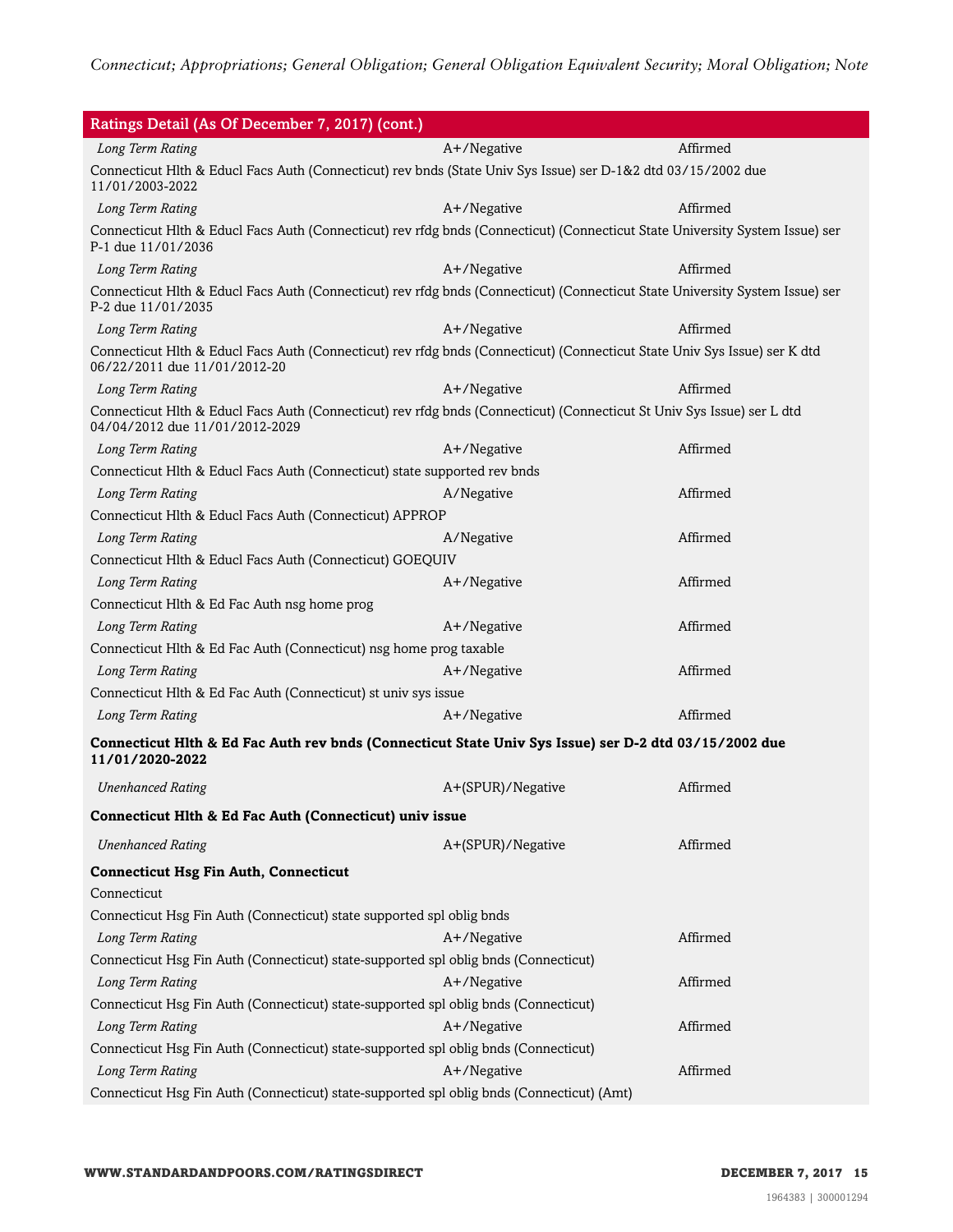| Ratings Detail (As Of December 7, 2017) (cont.) | | |
|---|---|---|
| *Long Term Rating* | A+/Negative | Affirmed |
| Connecticut Hlth & Educl Facs Auth (Connecticut) rev bnds (State Univ Sys Issue) ser D-1&2 dtd 03/15/2002 due 11/01/2003-2022 | | |
| *Long Term Rating* | A+/Negative | Affirmed |
| Connecticut Hlth & Educl Facs Auth (Connecticut) rev rfdg bnds (Connecticut) (Connecticut State University System Issue) ser P-1 due 11/01/2036 | | |
| *Long Term Rating* | A+/Negative | Affirmed |
| Connecticut Hlth & Educl Facs Auth (Connecticut) rev rfdg bnds (Connecticut) (Connecticut State University System Issue) ser P-2 due 11/01/2035 | | |
| *Long Term Rating* | A+/Negative | Affirmed |
| Connecticut Hlth & Educl Facs Auth (Connecticut) rev rfdg bnds (Connecticut) (Connecticut State Univ Sys Issue) ser K dtd 06/22/2011 due 11/01/2012-20 | | |
| *Long Term Rating* | A+/Negative | Affirmed |
| Connecticut Hlth & Educl Facs Auth (Connecticut) rev rfdg bnds (Connecticut) (Connecticut St Univ Sys Issue) ser L dtd 04/04/2012 due 11/01/2012-2029 | | |
| *Long Term Rating* | A+/Negative | Affirmed |
| Connecticut Hlth & Educl Facs Auth (Connecticut) state supported rev bnds | | |
| *Long Term Rating* | A/Negative | Affirmed |
| Connecticut Hlth & Educl Facs Auth (Connecticut) APPROP | | |
| *Long Term Rating* | A/Negative | Affirmed |
| Connecticut Hlth & Educl Facs Auth (Connecticut) GOEQUIV | | |
| *Long Term Rating* | A+/Negative | Affirmed |
| Connecticut Hlth & Ed Fac Auth nsg home prog | | |
| *Long Term Rating* | A+/Negative | Affirmed |
| Connecticut Hlth & Ed Fac Auth (Connecticut) nsg home prog taxable | | |
| *Long Term Rating* | A+/Negative | Affirmed |
| Connecticut Hlth & Ed Fac Auth (Connecticut) st univ sys issue | | |
| *Long Term Rating* | A+/Negative | Affirmed |
| **Connecticut Hlth & Ed Fac Auth rev bnds (Connecticut State Univ Sys Issue) ser D-2 dtd 03/15/2002 due 11/01/2020-2022** | | |
| *Unenhanced Rating* | A+(SPUR)/Negative | Affirmed |
| **Connecticut Hlth & Ed Fac Auth (Connecticut) univ issue** | | |
| *Unenhanced Rating* | A+(SPUR)/Negative | Affirmed |
| **Connecticut Hsg Fin Auth, Connecticut** | | |
| Connecticut | | |
| Connecticut Hsg Fin Auth (Connecticut) state supported spl oblig bnds | | |
| *Long Term Rating* | A+/Negative | Affirmed |
| Connecticut Hsg Fin Auth (Connecticut) state-supported spl oblig bnds (Connecticut) | | |
| *Long Term Rating* | A+/Negative | Affirmed |
| Connecticut Hsg Fin Auth (Connecticut) state-supported spl oblig bnds (Connecticut) | | |
| *Long Term Rating* | A+/Negative | Affirmed |
| Connecticut Hsg Fin Auth (Connecticut) state-supported spl oblig bnds (Connecticut) | | |
| *Long Term Rating* | A+/Negative | Affirmed |
| Connecticut Hsg Fin Auth (Connecticut) state-supported spl oblig bnds (Connecticut) (Amt) | | |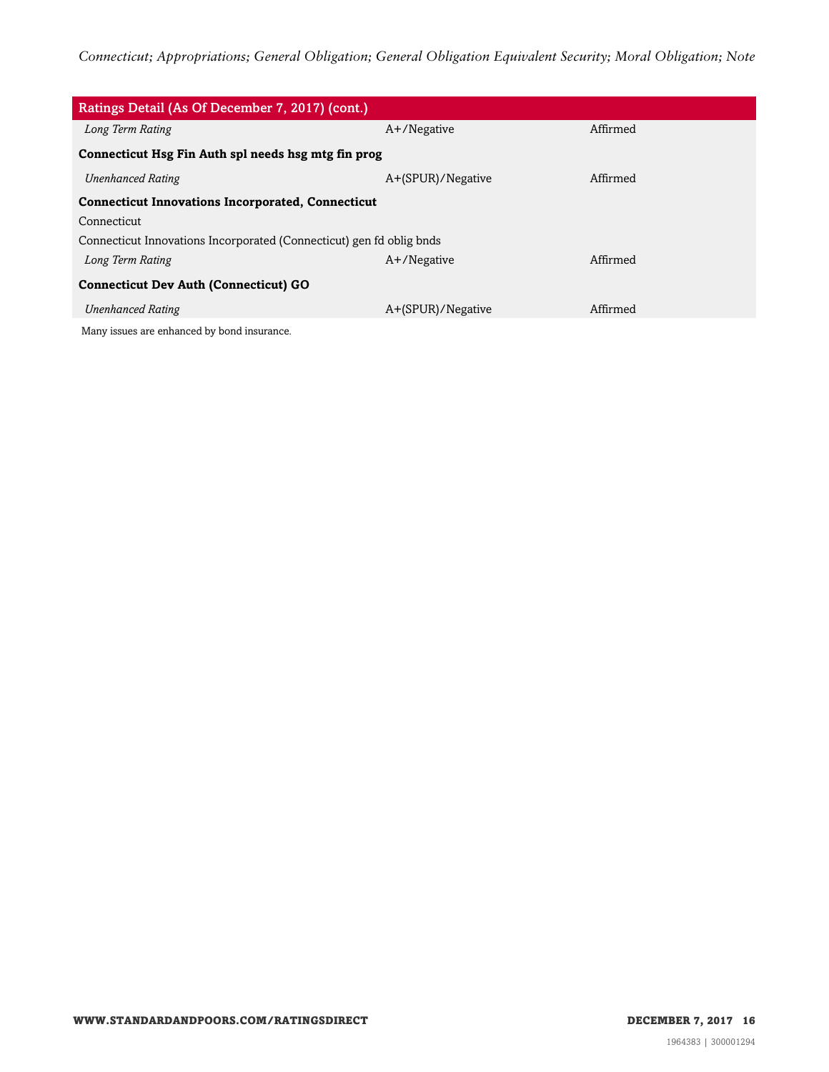| Ratings Detail (As Of December 7, 2017) (cont.) | | |
|---|---|---|
| *Long Term Rating* | A+/Negative | Affirmed |
| **Connecticut Hsg Fin Auth spl needs hsg mtg fin prog** | | |
| *Unenhanced Rating* | A+(SPUR)/Negative | Affirmed |
| **Connecticut Innovations Incorporated, Connecticut** | | |
| Connecticut | | |
| Connecticut Innovations Incorporated (Connecticut) gen fd oblig bnds | | |
| *Long Term Rating* | A+/Negative | Affirmed |
| **Connecticut Dev Auth (Connecticut) GO** | | |
| *Unenhanced Rating* | A+(SPUR)/Negative | Affirmed |

Many issues are enhanced by bond insurance.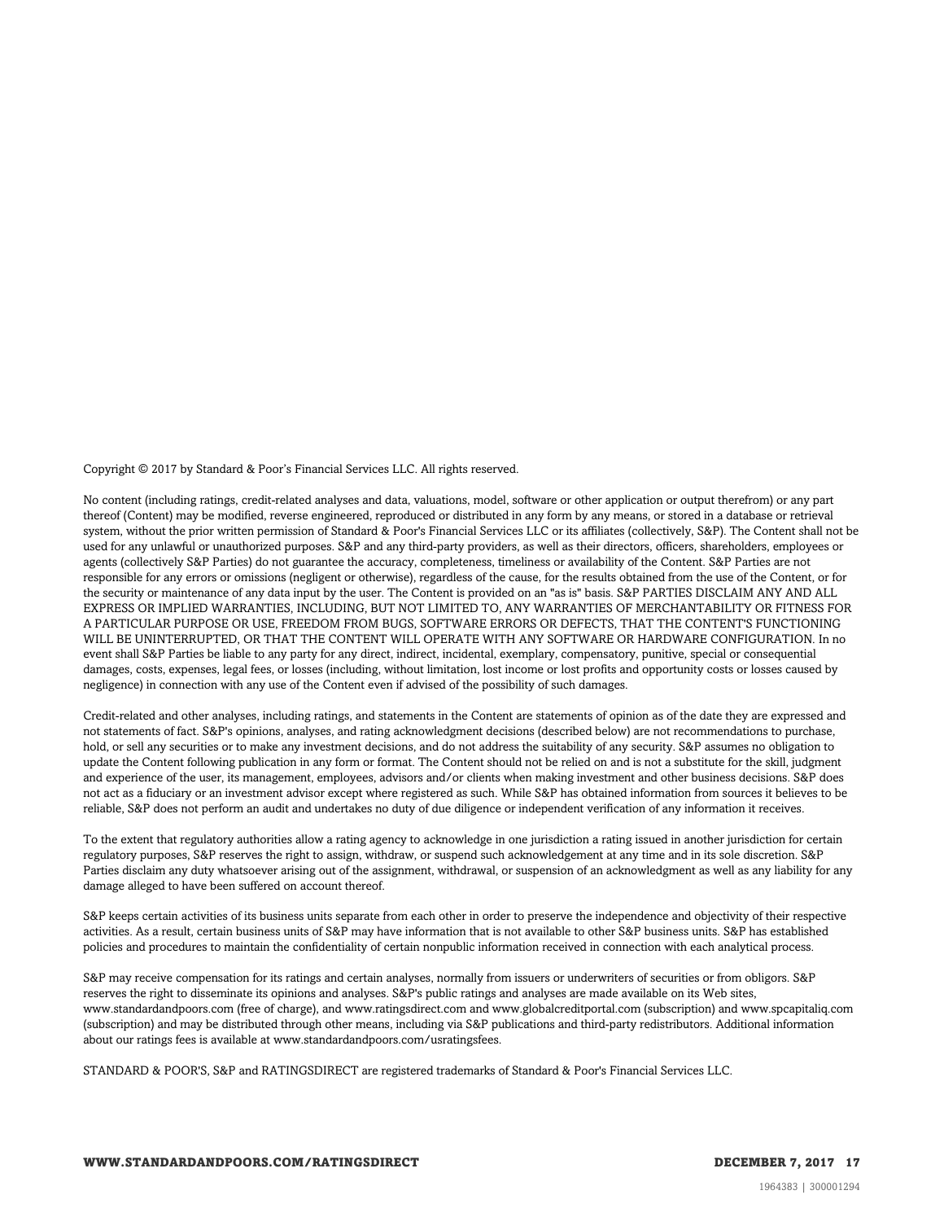Copyright © 2017 by Standard & Poor's Financial Services LLC. All rights reserved.

No content (including ratings, credit-related analyses and data, valuations, model, software or other application or output therefrom) or any part thereof (Content) may be modified, reverse engineered, reproduced or distributed in any form by any means, or stored in a database or retrieval system, without the prior written permission of Standard & Poor's Financial Services LLC or its affiliates (collectively, S&P). The Content shall not be used for any unlawful or unauthorized purposes. S&P and any third-party providers, as well as their directors, officers, shareholders, employees or agents (collectively S&P Parties) do not guarantee the accuracy, completeness, timeliness or availability of the Content. S&P Parties are not responsible for any errors or omissions (negligent or otherwise), regardless of the cause, for the results obtained from the use of the Content, or for the security or maintenance of any data input by the user. The Content is provided on an "as is" basis. S&P PARTIES DISCLAIM ANY AND ALL EXPRESS OR IMPLIED WARRANTIES, INCLUDING, BUT NOT LIMITED TO, ANY WARRANTIES OF MERCHANTABILITY OR FITNESS FOR A PARTICULAR PURPOSE OR USE, FREEDOM FROM BUGS, SOFTWARE ERRORS OR DEFECTS, THAT THE CONTENT'S FUNCTIONING WILL BE UNINTERRUPTED, OR THAT THE CONTENT WILL OPERATE WITH ANY SOFTWARE OR HARDWARE CONFIGURATION. In no event shall S&P Parties be liable to any party for any direct, indirect, incidental, exemplary, compensatory, punitive, special or consequential damages, costs, expenses, legal fees, or losses (including, without limitation, lost income or lost profits and opportunity costs or losses caused by negligence) in connection with any use of the Content even if advised of the possibility of such damages.

Credit-related and other analyses, including ratings, and statements in the Content are statements of opinion as of the date they are expressed and not statements of fact. S&P's opinions, analyses, and rating acknowledgment decisions (described below) are not recommendations to purchase, hold, or sell any securities or to make any investment decisions, and do not address the suitability of any security. S&P assumes no obligation to update the Content following publication in any form or format. The Content should not be relied on and is not a substitute for the skill, judgment and experience of the user, its management, employees, advisors and/or clients when making investment and other business decisions. S&P does not act as a fiduciary or an investment advisor except where registered as such. While S&P has obtained information from sources it believes to be reliable, S&P does not perform an audit and undertakes no duty of due diligence or independent verification of any information it receives.

To the extent that regulatory authorities allow a rating agency to acknowledge in one jurisdiction a rating issued in another jurisdiction for certain regulatory purposes, S&P reserves the right to assign, withdraw, or suspend such acknowledgement at any time and in its sole discretion. S&P Parties disclaim any duty whatsoever arising out of the assignment, withdrawal, or suspension of an acknowledgment as well as any liability for any damage alleged to have been suffered on account thereof.

S&P keeps certain activities of its business units separate from each other in order to preserve the independence and objectivity of their respective activities. As a result, certain business units of S&P may have information that is not available to other S&P business units. S&P has established policies and procedures to maintain the confidentiality of certain nonpublic information received in connection with each analytical process.

S&P may receive compensation for its ratings and certain analyses, normally from issuers or underwriters of securities or from obligors. S&P reserves the right to disseminate its opinions and analyses. S&P's public ratings and analyses are made available on its Web sites, www.standardandpoors.com (free of charge), and www.ratingsdirect.com and www.globalcreditportal.com (subscription) and www.spcapitaliq.com (subscription) and may be distributed through other means, including via S&P publications and third-party redistributors. Additional information about our ratings fees is available at www.standardandpoors.com/usratingsfees.

STANDARD & POOR'S, S&P and RATINGSDIRECT are registered trademarks of Standard & Poor's Financial Services LLC.

1964383 | 300001294